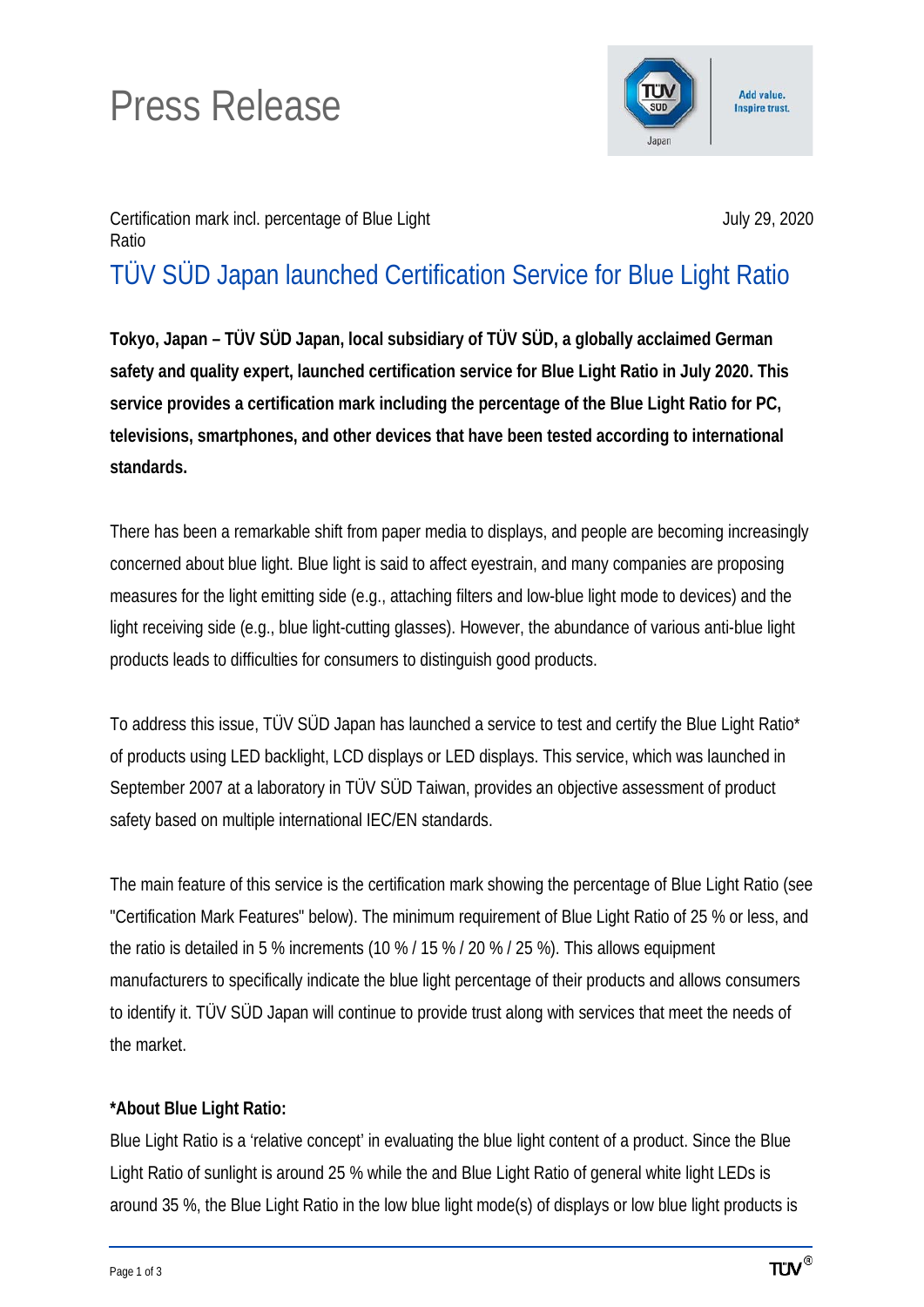# Press Release

Certification mark incl. percentage of Blue Light Ratio

July 29, 2020

## TÜV SÜD Japan launched Certification Service for Blue Light Ratio

**Tokyo, Japan – TÜV SÜD Japan, local subsidiary of TÜV SÜD, a globally acclaimed German safety and quality expert, launched certification service for Blue Light Ratio in July 2020. This service provides a certification mark including the percentage of the Blue Light Ratio for PC, televisions, smartphones, and other devices that have been tested according to international standards.**

There has been a remarkable shift from paper media to displays, and people are becoming increasingly concerned about blue light. Blue light is said to affect eyestrain, and many companies are proposing measures for the light emitting side (e.g., attaching filters and low-blue light mode to devices) and the light receiving side (e.g., blue light-cutting glasses). However, the abundance of various anti-blue light products leads to difficulties for consumers to distinguish good products.

To address this issue, TÜV SÜD Japan has launched a service to test and certify the Blue Light Ratio* of products using LED backlight, LCD displays or LED displays. This service, which was launched in September 2007 at a laboratory in TÜV SÜD Taiwan, provides an objective assessment of product safety based on multiple international IEC/EN standards.

The main feature of this service is the certification mark showing the percentage of Blue Light Ratio (see "Certification Mark Features" below). The minimum requirement of Blue Light Ratio of 25 % or less, and the ratio is detailed in 5 % increments (10 % / 15 % / 20 % / 25 %). This allows equipment manufacturers to specifically indicate the blue light percentage of their products and allows consumers to identify it. TÜV SÜD Japan will continue to provide trust along with services that meet the needs of the market.

**\*About Blue Light Ratio:**

Blue Light Ratio is a 'relative concept' in evaluating the blue light content of a product. Since the Blue Light Ratio of sunlight is around 25 % while the and Blue Light Ratio of general white light LEDs is around 35 %, the Blue Light Ratio in the low blue light mode(s) of displays or low blue light products is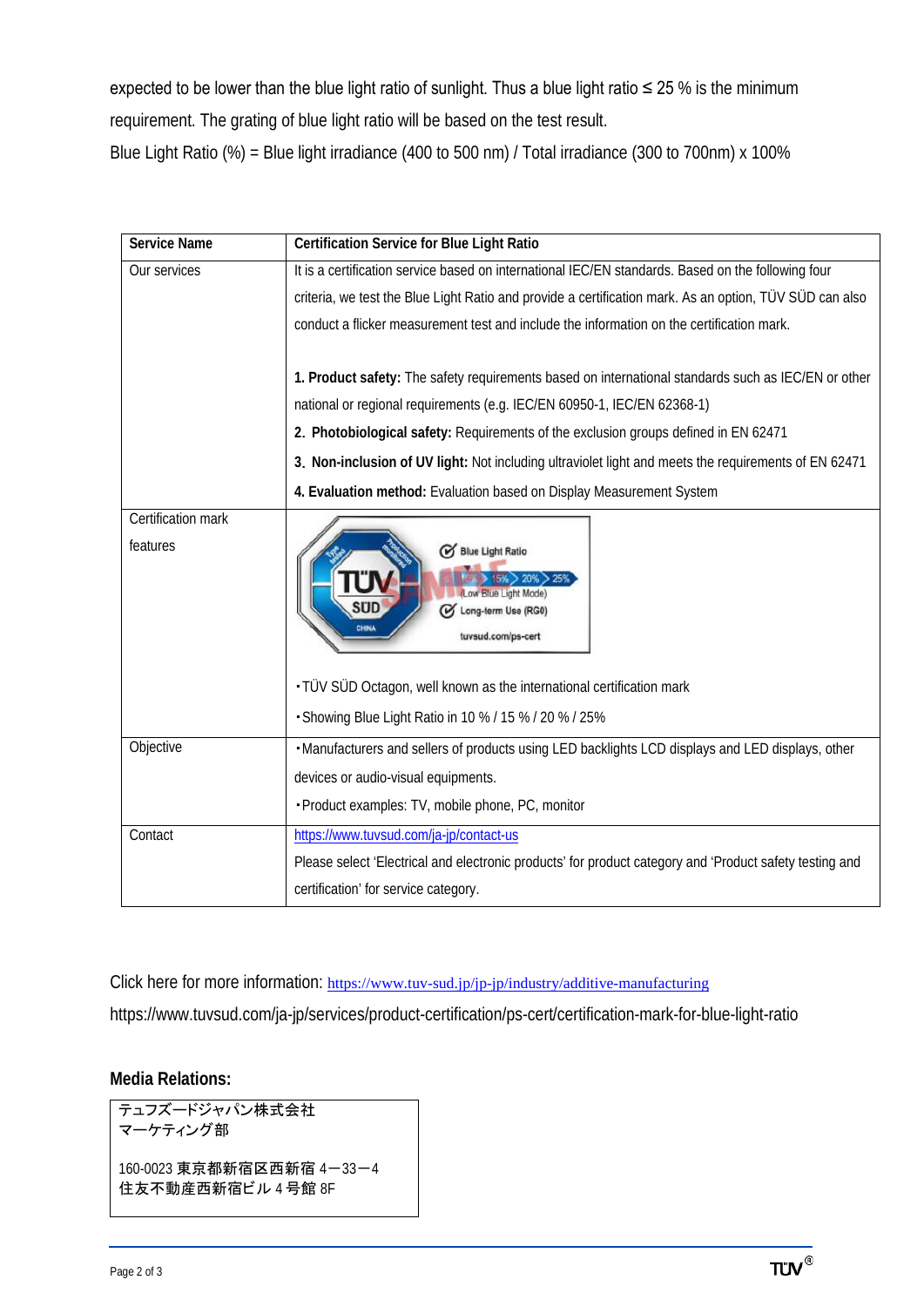expected to be lower than the blue light ratio of sunlight. Thus a blue light ratio ≤ 25 % is the minimum requirement. The grating of blue light ratio will be based on the test result.

Blue Light Ratio (%) = Blue light irradiance (400 to 500 nm) / Total irradiance (300 to 700nm) x 100%

| **Service Name** | **Certification Service for Blue Light Ratio** |
|---|---|
| Our services | It is a certification service based on international IEC/EN standards. Based on the following four criteria, we test the Blue Light Ratio and provide a certification mark. As an option, TÜV SÜD can also conduct a flicker measurement test and include the information on the certification mark.<br><br>**1. Product safety:** The safety requirements based on international standards such as IEC/EN or other national or regional requirements (e.g. IEC/EN 60950-1, IEC/EN 62368-1)<br>**2. Photobiological safety:** Requirements of the exclusion groups defined in EN 62471<br>**3. Non-inclusion of UV light:** Not including ultraviolet light and meets the requirements of EN 62471<br>**4. Evaluation method:** Evaluation based on Display Measurement System |
| Certification mark features | Blue Light Ratio<br>10% 15% 20% 25%<br>(Low Blue Light Mode)<br>Long-term Use (RG0)<br>tuvsud.com/ps-cert<br><br>・TÜV SÜD Octagon, well known as the international certification mark<br>・Showing Blue Light Ratio in 10 % / 15 % / 20 % / 25% |
| Objective | ・Manufacturers and sellers of products using LED backlights LCD displays and LED displays, other devices or audio-visual equipments.<br>・Product examples: TV, mobile phone, PC, monitor |
| Contact | https://www.tuvsud.com/ja-jp/contact-us<br>Please select 'Electrical and electronic products' for product category and 'Product safety testing and certification' for service category. |

Click here for more information: https://www.tuv-sud.jp/jp-jp/industry/additive-manufacturing

https://www.tuvsud.com/ja-jp/services/product-certification/ps-cert/certification-mark-for-blue-light-ratio

**Media Relations:**

テュフズードジャパン株式会社
マーケティング部

160-0023 東京都新宿区西新宿 4－33－4
住友不動産西新宿ビル 4 号館 8F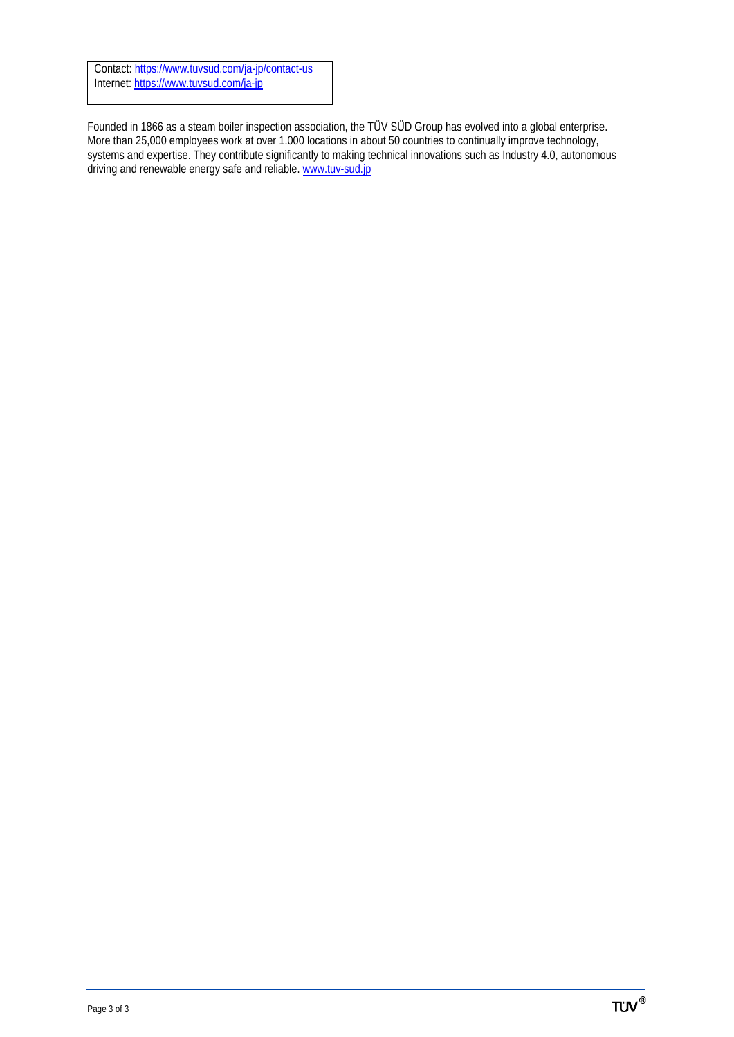Contact: https://www.tuvsud.com/ja-jp/contact-us
Internet: https://www.tuvsud.com/ja-jp

Founded in 1866 as a steam boiler inspection association, the TÜV SÜD Group has evolved into a global enterprise. More than 25,000 employees work at over 1.000 locations in about 50 countries to continually improve technology, systems and expertise. They contribute significantly to making technical innovations such as Industry 4.0, autonomous driving and renewable energy safe and reliable. www.tuv-sud.jp